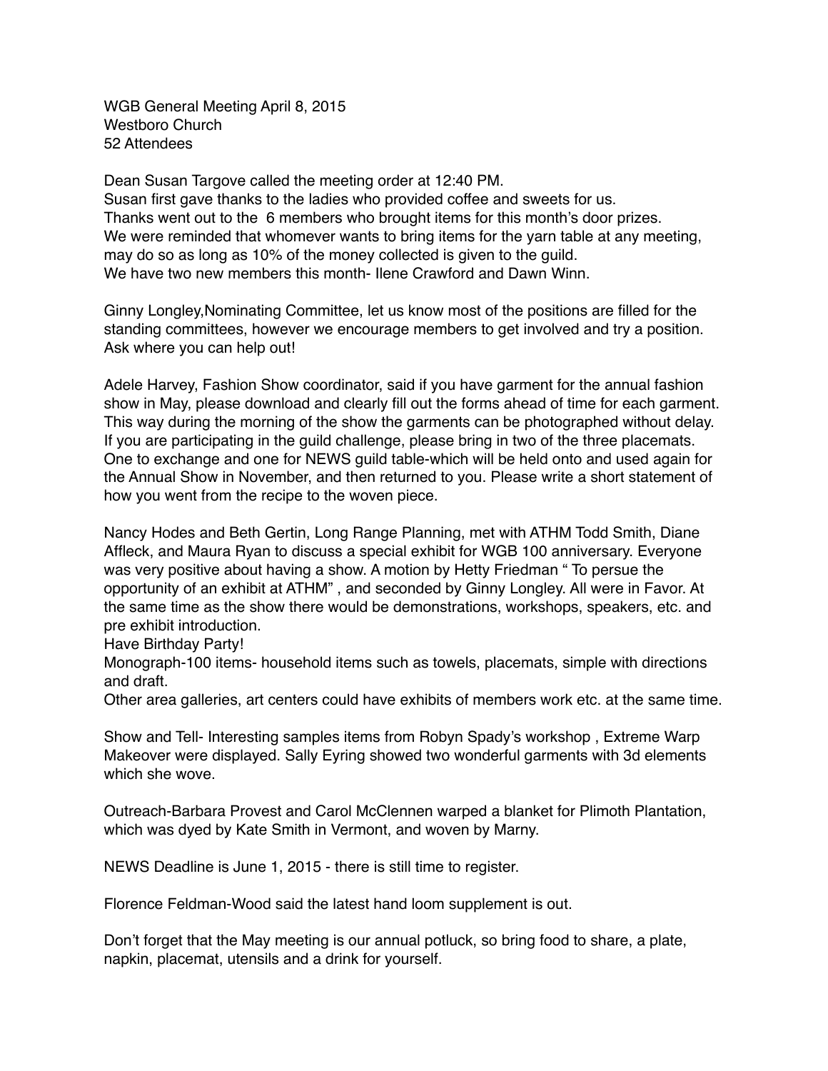WGB General Meeting April 8, 2015
Westboro Church
52 Attendees

Dean Susan Targove called the meeting order at 12:40 PM.
Susan first gave thanks to the ladies who provided coffee and sweets for us.
Thanks went out to the 6 members who brought items for this month's door prizes.
We were reminded that whomever wants to bring items for the yarn table at any meeting, may do so as long as 10% of the money collected is given to the guild.
We have two new members this month- Ilene Crawford and Dawn Winn.

Ginny Longley,Nominating Committee, let us know most of the positions are filled for the standing committees, however we encourage members to get involved and try a position. Ask where you can help out!

Adele Harvey, Fashion Show coordinator, said if you have garment for the annual fashion show in May, please download and clearly fill out the forms ahead of time for each garment. This way during the morning of the show the garments can be photographed without delay. If you are participating in the guild challenge, please bring in two of the three placemats. One to exchange and one for NEWS guild table-which will be held onto and used again for the Annual Show in November, and then returned to you. Please write a short statement of how you went from the recipe to the woven piece.

Nancy Hodes and Beth Gertin, Long Range Planning, met with ATHM Todd Smith, Diane Affleck, and Maura Ryan to discuss a special exhibit for WGB 100 anniversary. Everyone was very positive about having a show. A motion by Hetty Friedman " To persue the opportunity of an exhibit at ATHM" , and seconded by Ginny Longley. All were in Favor. At the same time as the show there would be demonstrations, workshops, speakers, etc. and pre exhibit introduction.
Have Birthday Party!
Monograph-100 items- household items such as towels, placemats, simple with directions and draft.
Other area galleries, art centers could have exhibits of members work etc. at the same time.

Show and Tell- Interesting samples items from Robyn Spady's workshop , Extreme Warp Makeover were displayed. Sally Eyring showed two wonderful garments with 3d elements which she wove.

Outreach-Barbara Provest and Carol McClennen warped a blanket for Plimoth Plantation, which was dyed by Kate Smith in Vermont, and woven by Marny.

NEWS Deadline is June 1, 2015 - there is still time to register.

Florence Feldman-Wood said the latest hand loom supplement is out.

Don't forget that the May meeting is our annual potluck, so bring food to share, a plate, napkin, placemat, utensils and a drink for yourself.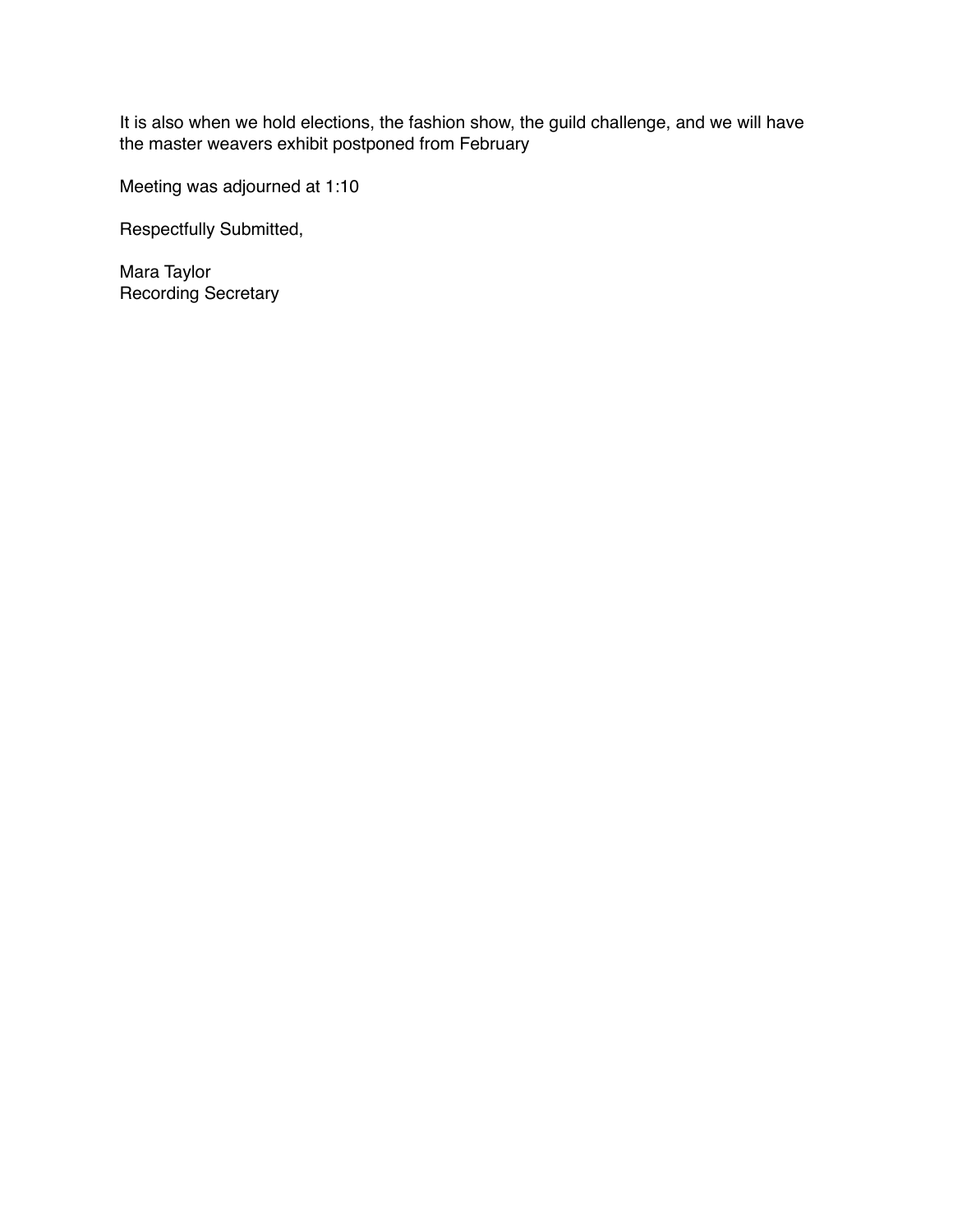It is also when we hold elections, the fashion show, the guild challenge, and we will have the master weavers exhibit postponed from February

Meeting was adjourned at 1:10

Respectfully Submitted,

Mara Taylor
Recording Secretary